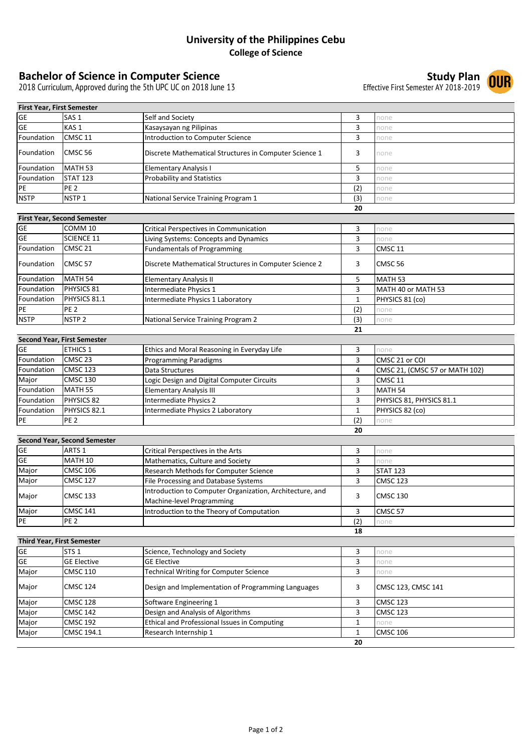# University of the Philippines Cebu
## College of Science

## Bachelor of Science in Computer Science
2018 Curriculum, Approved during the 5th UPC UC on 2018 June 13

**Study Plan**
Effective First Semester AY 2018-2019

OUR

**First Year, First Semester**

| | | | | |
|---|---|---|---|---|
| GE | SAS 1 | Self and Society | 3 | none |
| GE | KAS 1 | Kasaysayan ng Pilipinas | 3 | none |
| Foundation | CMSC 11 | Introduction to Computer Science | 3 | none |
| Foundation | CMSC 56 | Discrete Mathematical Structures in Computer Science 1 | 3 | none |
| Foundation | MATH 53 | Elementary Analysis I | 5 | none |
| Foundation | STAT 123 | Probability and Statistics | 3 | none |
| PE | PE 2 | | (2) | none |
| NSTP | NSTP 1 | National Service Training Program 1 | (3) | none |
| | | | **20** | |

**First Year, Second Semester**

| | | | | |
|---|---|---|---|---|
| GE | COMM 10 | Critical Perspectives in Communication | 3 | none |
| GE | SCIENCE 11 | Living Systems: Concepts and Dynamics | 3 | none |
| Foundation | CMSC 21 | Fundamentals of Programming | 3 | CMSC 11 |
| Foundation | CMSC 57 | Discrete Mathematical Structures in Computer Science 2 | 3 | CMSC 56 |
| Foundation | MATH 54 | Elementary Analysis II | 5 | MATH 53 |
| Foundation | PHYSICS 81 | Intermediate Physics 1 | 3 | MATH 40 or MATH 53 |
| Foundation | PHYSICS 81.1 | Intermediate Physics 1 Laboratory | 1 | PHYSICS 81 (co) |
| PE | PE 2 | | (2) | none |
| NSTP | NSTP 2 | National Service Training Program 2 | (3) | none |
| | | | **21** | |

**Second Year, First Semester**

| | | | | |
|---|---|---|---|---|
| GE | ETHICS 1 | Ethics and Moral Reasoning in Everyday Life | 3 | none |
| Foundation | CMSC 23 | Programming Paradigms | 3 | CMSC 21 or COI |
| Foundation | CMSC 123 | Data Structures | 4 | CMSC 21, (CMSC 57 or MATH 102) |
| Major | CMSC 130 | Logic Design and Digital Computer Circuits | 3 | CMSC 11 |
| Foundation | MATH 55 | Elementary Analysis III | 3 | MATH 54 |
| Foundation | PHYSICS 82 | Intermediate Physics 2 | 3 | PHYSICS 81, PHYSICS 81.1 |
| Foundation | PHYSICS 82.1 | Intermediate Physics 2 Laboratory | 1 | PHYSICS 82 (co) |
| PE | PE 2 | | (2) | none |
| | | | **20** | |

**Second Year, Second Semester**

| | | | | |
|---|---|---|---|---|
| GE | ARTS 1 | Critical Perspectives in the Arts | 3 | none |
| GE | MATH 10 | Mathematics, Culture and Society | 3 | none |
| Major | CMSC 106 | Research Methods for Computer Science | 3 | STAT 123 |
| Major | CMSC 127 | File Processing and Database Systems | 3 | CMSC 123 |
| Major | CMSC 133 | Introduction to Computer Organization, Architecture, and Machine-level Programming | 3 | CMSC 130 |
| Major | CMSC 141 | Introduction to the Theory of Computation | 3 | CMSC 57 |
| PE | PE 2 | | (2) | none |
| | | | **18** | |

**Third Year, First Semester**

| | | | | |
|---|---|---|---|---|
| GE | STS 1 | Science, Technology and Society | 3 | none |
| GE | GE Elective | GE Elective | 3 | none |
| Major | CMSC 110 | Technical Writing for Computer Science | 3 | none |
| Major | CMSC 124 | Design and Implementation of Programming Languages | 3 | CMSC 123, CMSC 141 |
| Major | CMSC 128 | Software Engineering 1 | 3 | CMSC 123 |
| Major | CMSC 142 | Design and Analysis of Algorithms | 3 | CMSC 123 |
| Major | CMSC 192 | Ethical and Professional Issues in Computing | 1 | none |
| Major | CMSC 194.1 | Research Internship 1 | 1 | CMSC 106 |
| | | | **20** | |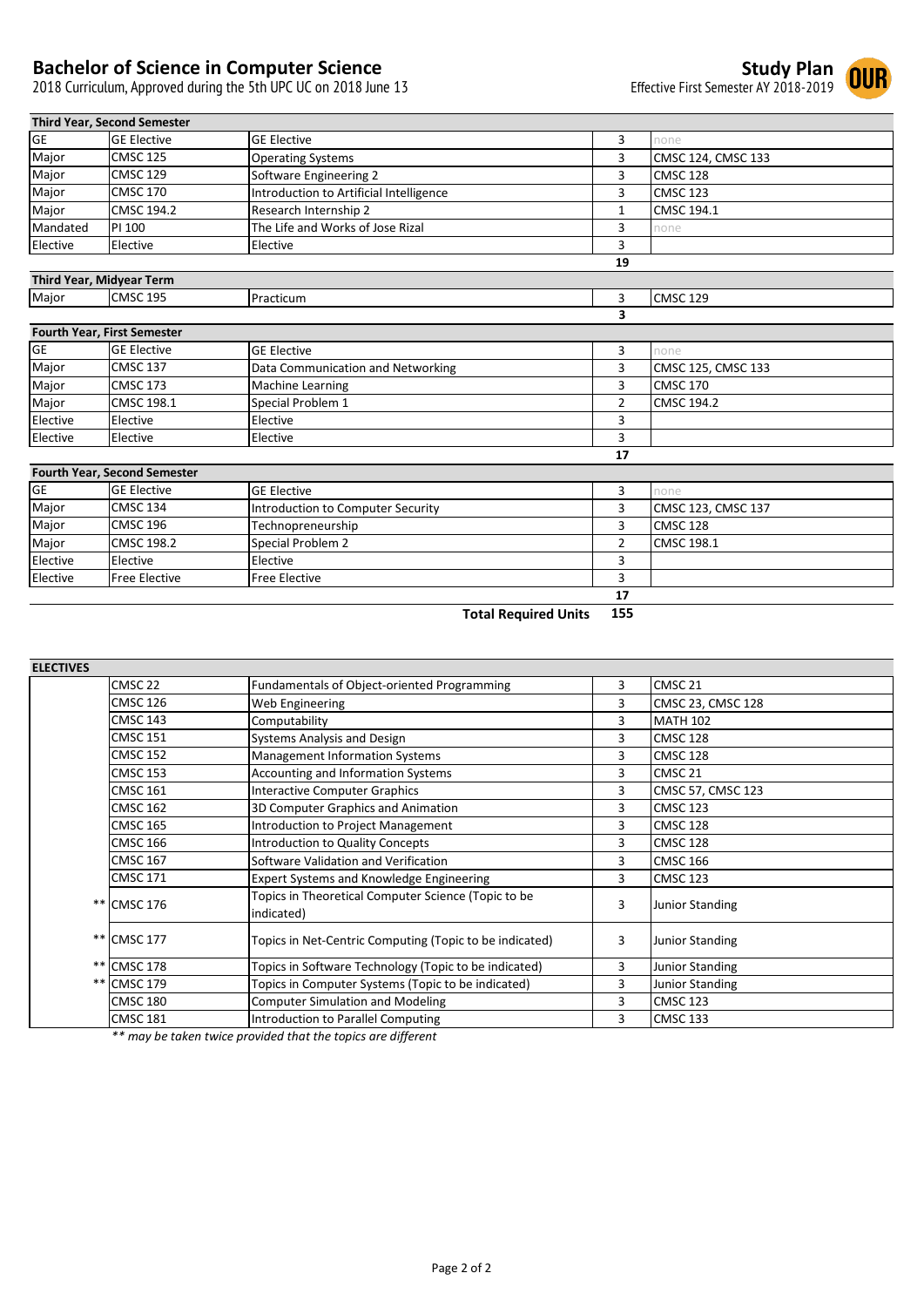# Bachelor of Science in Computer Science

2018 Curriculum, Approved during the 5th UPC UC on 2018 June 13

## Study Plan

Effective First Semester AY 2018-2019

| Third Year, Second Semester | | | | |
|---|---|---|---|---|
| GE | GE Elective | GE Elective | 3 | none |
| Major | CMSC 125 | Operating Systems | 3 | CMSC 124, CMSC 133 |
| Major | CMSC 129 | Software Engineering 2 | 3 | CMSC 128 |
| Major | CMSC 170 | Introduction to Artificial Intelligence | 3 | CMSC 123 |
| Major | CMSC 194.2 | Research Internship 2 | 1 | CMSC 194.1 |
| Mandated | PI 100 | The Life and Works of Jose Rizal | 3 | none |
| Elective | Elective | Elective | 3 | |
| | | | **19** | |

| Third Year, Midyear Term | | | | |
|---|---|---|---|---|
| Major | CMSC 195 | Practicum | 3 | CMSC 129 |
| | | | **3** | |

| Fourth Year, First Semester | | | | |
|---|---|---|---|---|
| GE | GE Elective | GE Elective | 3 | none |
| Major | CMSC 137 | Data Communication and Networking | 3 | CMSC 125, CMSC 133 |
| Major | CMSC 173 | Machine Learning | 3 | CMSC 170 |
| Major | CMSC 198.1 | Special Problem 1 | 2 | CMSC 194.2 |
| Elective | Elective | Elective | 3 | |
| Elective | Elective | Elective | 3 | |
| | | | **17** | |

| Fourth Year, Second Semester | | | | |
|---|---|---|---|---|
| GE | GE Elective | GE Elective | 3 | none |
| Major | CMSC 134 | Introduction to Computer Security | 3 | CMSC 123, CMSC 137 |
| Major | CMSC 196 | Technopreneurship | 3 | CMSC 128 |
| Major | CMSC 198.2 | Special Problem 2 | 2 | CMSC 198.1 |
| Elective | Elective | Elective | 3 | |
| Elective | Free Elective | Free Elective | 3 | |
| | | | **17** | |
| | | **Total Required Units** | **155** | |

| ELECTIVES | | | | |
|---|---|---|---|---|
| | CMSC 22 | Fundamentals of Object-oriented Programming | 3 | CMSC 21 |
| | CMSC 126 | Web Engineering | 3 | CMSC 23, CMSC 128 |
| | CMSC 143 | Computability | 3 | MATH 102 |
| | CMSC 151 | Systems Analysis and Design | 3 | CMSC 128 |
| | CMSC 152 | Management Information Systems | 3 | CMSC 128 |
| | CMSC 153 | Accounting and Information Systems | 3 | CMSC 21 |
| | CMSC 161 | Interactive Computer Graphics | 3 | CMSC 57, CMSC 123 |
| | CMSC 162 | 3D Computer Graphics and Animation | 3 | CMSC 123 |
| | CMSC 165 | Introduction to Project Management | 3 | CMSC 128 |
| | CMSC 166 | Introduction to Quality Concepts | 3 | CMSC 128 |
| | CMSC 167 | Software Validation and Verification | 3 | CMSC 166 |
| | CMSC 171 | Expert Systems and Knowledge Engineering | 3 | CMSC 123 |
| ** | CMSC 176 | Topics in Theoretical Computer Science (Topic to be indicated) | 3 | Junior Standing |
| ** | CMSC 177 | Topics in Net-Centric Computing (Topic to be indicated) | 3 | Junior Standing |
| ** | CMSC 178 | Topics in Software Technology (Topic to be indicated) | 3 | Junior Standing |
| ** | CMSC 179 | Topics in Computer Systems (Topic to be indicated) | 3 | Junior Standing |
| | CMSC 180 | Computer Simulation and Modeling | 3 | CMSC 123 |
| | CMSC 181 | Introduction to Parallel Computing | 3 | CMSC 133 |

*** may be taken twice provided that the topics are different*